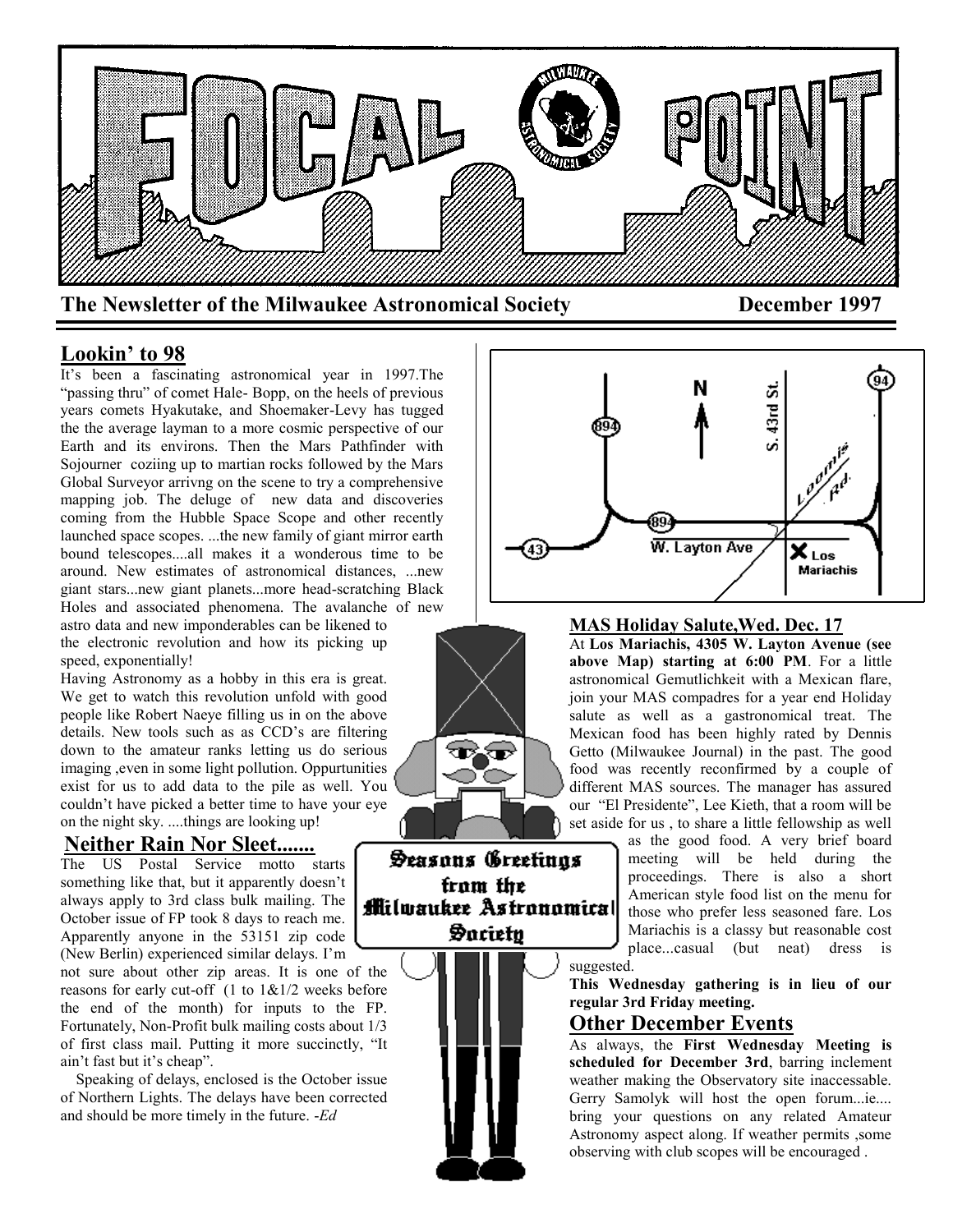# FOCAL POINT

**The Newsletter of the Milwaukee Astronomical Society** **December 1997**

## Lookin' to 98

It's been a fascinating astronomical year in 1997.The "passing thru" of comet Hale- Bopp, on the heels of previous years comets Hyakutake, and Shoemaker-Levy has tugged the the average layman to a more cosmic perspective of our Earth and its environs. Then the Mars Pathfinder with Sojourner coziing up to martian rocks followed by the Mars Global Surveyor arrivng on the scene to try a comprehensive mapping job. The deluge of new data and discoveries coming from the Hubble Space Scope and other recently launched space scopes. ...the new family of giant mirror earth bound telescopes....all makes it a wonderous time to be around. New estimates of astronomical distances, ...new giant stars...new giant planets...more head-scratching Black Holes and associated phenomena. The avalanche of new astro data and new imponderables can be likened to the electronic revolution and how its picking up speed, exponentially!

Having Astronomy as a hobby in this era is great. We get to watch this revolution unfold with good people like Robert Naeye filling us in on the above details. New tools such as as CCD's are filtering down to the amateur ranks letting us do serious imaging ,even in some light pollution. Oppurtunities exist for us to add data to the pile as well. You couldn't have picked a better time to have your eye on the night sky. ....things are looking up!

## Neither Rain Nor Sleet.......

The US Postal Service motto starts something like that, but it apparently doesn't always apply to 3rd class bulk mailing. The October issue of FP took 8 days to reach me. Apparently anyone in the 53151 zip code (New Berlin) experienced similar delays. I'm not sure about other zip areas. It is one of the reasons for early cut-off (1 to 1&1/2 weeks before the end of the month) for inputs to the FP. Fortunately, Non-Profit bulk mailing costs about 1/3 of first class mail. Putting it more succinctly, "It ain't fast but it's cheap".

Speaking of delays, enclosed is the October issue of Northern Lights. The delays have been corrected and should be more timely in the future. -*Ed*

Seasons Greetings from the Milwaukee Astronomical Society

## MAS Holiday Salute,Wed. Dec. 17

At **Los Mariachis, 4305 W. Layton Avenue (see above Map) starting at 6:00 PM**. For a little astronomical Gemutlichkeit with a Mexican flare, join your MAS compadres for a year end Holiday salute as well as a gastronomical treat. The Mexican food has been highly rated by Dennis Getto (Milwaukee Journal) in the past. The good food was recently reconfirmed by a couple of different MAS sources. The manager has assured our "El Presidente", Lee Kieth, that a room will be set aside for us , to share a little fellowship as well as the good food. A very brief board meeting will be held during the proceedings. There is also a short American style food list on the menu for those who prefer less seasoned fare. Los Mariachis is a classy but reasonable cost place...casual (but neat) dress is suggested.

**This Wednesday gathering is in lieu of our regular 3rd Friday meeting.**

## Other December Events

As always, the **First Wednesday Meeting is scheduled for December 3rd**, barring inclement weather making the Observatory site inaccessable. Gerry Samolyk will host the open forum...ie.... bring your questions on any related Amateur Astronomy aspect along. If weather permits ,some observing with club scopes will be encouraged .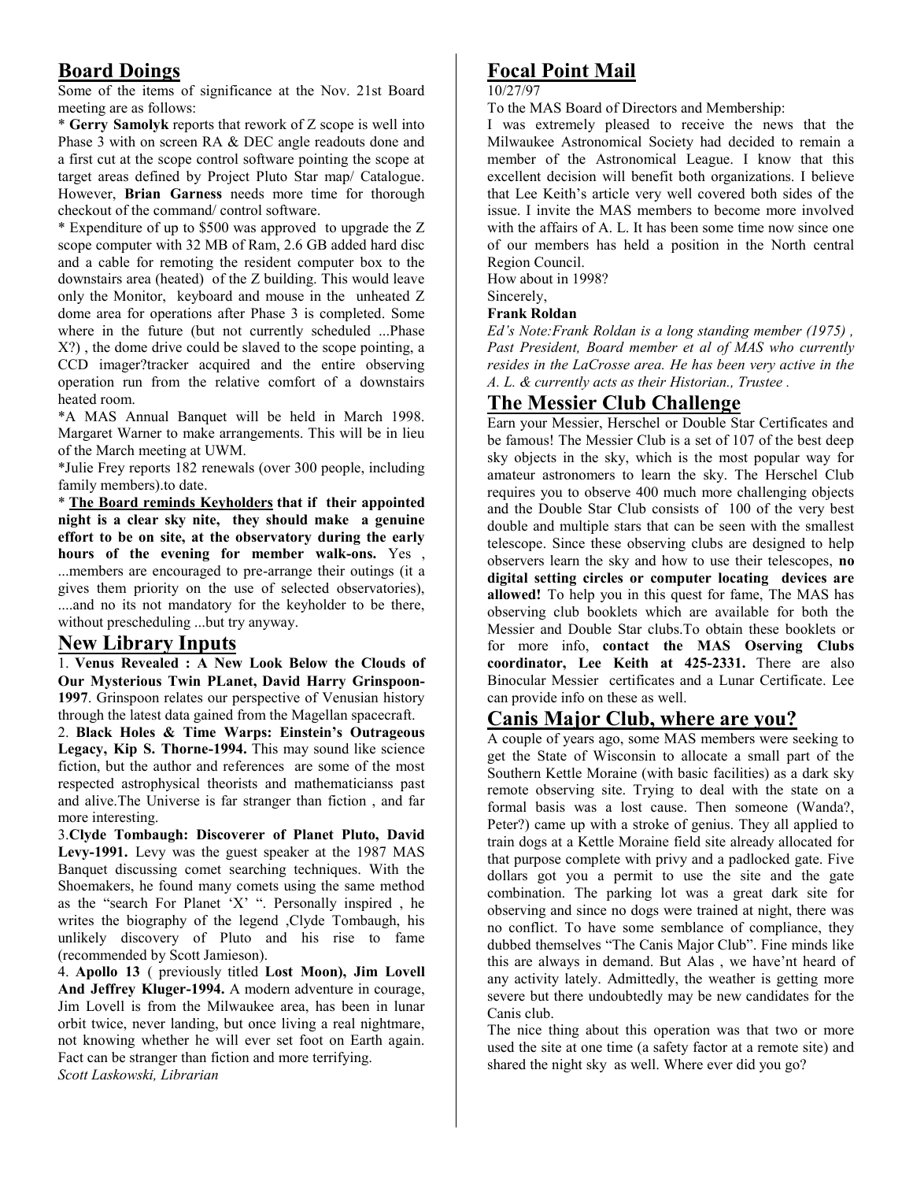## Board Doings

Some of the items of significance at the Nov. 21st Board meeting are as follows:

* **Gerry Samolyk** reports that rework of Z scope is well into Phase 3 with on screen RA & DEC angle readouts done and a first cut at the scope control software pointing the scope at target areas defined by Project Pluto Star map/ Catalogue. However, **Brian Garness** needs more time for thorough checkout of the command/ control software.

* Expenditure of up to $500 was approved to upgrade the Z scope computer with 32 MB of Ram, 2.6 GB added hard disc and a cable for remoting the resident computer box to the downstairs area (heated) of the Z building. This would leave only the Monitor, keyboard and mouse in the unheated Z dome area for operations after Phase 3 is completed. Some where in the future (but not currently scheduled ...Phase X?) , the dome drive could be slaved to the scope pointing, a CCD imager?tracker acquired and the entire observing operation run from the relative comfort of a downstairs heated room.

*A MAS Annual Banquet will be held in March 1998. Margaret Warner to make arrangements. This will be in lieu of the March meeting at UWM.

*Julie Frey reports 182 renewals (over 300 people, including family members).to date.

* **<u>The Board reminds Keyholders</u> that if their appointed night is a clear sky nite, they should make a genuine effort to be on site, at the observatory during the early hours of the evening for member walk-ons.** Yes , ...members are encouraged to pre-arrange their outings (it a gives them priority on the use of selected observatories), ....and no its not mandatory for the keyholder to be there, without prescheduling ...but try anyway.

## New Library Inputs

1. **Venus Revealed : A New Look Below the Clouds of Our Mysterious Twin PLanet, David Harry Grinspoon-1997**. Grinspoon relates our perspective of Venusian history through the latest data gained from the Magellan spacecraft.

2. **Black Holes & Time Warps: Einstein's Outrageous Legacy, Kip S. Thorne-1994.** This may sound like science fiction, but the author and references are some of the most respected astrophysical theorists and mathematicianss past and alive.The Universe is far stranger than fiction , and far more interesting.

3.**Clyde Tombaugh: Discoverer of Planet Pluto, David Levy-1991.** Levy was the guest speaker at the 1987 MAS Banquet discussing comet searching techniques. With the Shoemakers, he found many comets using the same method as the "search For Planet 'X' ". Personally inspired , he writes the biography of the legend ,Clyde Tombaugh, his unlikely discovery of Pluto and his rise to fame (recommended by Scott Jamieson).

4. **Apollo 13** ( previously titled **Lost Moon), Jim Lovell And Jeffrey Kluger-1994.** A modern adventure in courage, Jim Lovell is from the Milwaukee area, has been in lunar orbit twice, never landing, but once living a real nightmare, not knowing whether he will ever set foot on Earth again. Fact can be stranger than fiction and more terrifying.

*Scott Laskowski, Librarian*

## Focal Point Mail

10/27/97

To the MAS Board of Directors and Membership:

I was extremely pleased to receive the news that the Milwaukee Astronomical Society had decided to remain a member of the Astronomical League. I know that this excellent decision will benefit both organizations. I believe that Lee Keith's article very well covered both sides of the issue. I invite the MAS members to become more involved with the affairs of A. L. It has been some time now since one of our members has held a position in the North central Region Council.

How about in 1998?

Sincerely,

**Frank Roldan**

*Ed's Note:Frank Roldan is a long standing member (1975) , Past President, Board member et al of MAS who currently resides in the LaCrosse area. He has been very active in the A. L. & currently acts as their Historian., Trustee .*

## The Messier Club Challenge

Earn your Messier, Herschel or Double Star Certificates and be famous! The Messier Club is a set of 107 of the best deep sky objects in the sky, which is the most popular way for amateur astronomers to learn the sky. The Herschel Club requires you to observe 400 much more challenging objects and the Double Star Club consists of 100 of the very best double and multiple stars that can be seen with the smallest telescope. Since these observing clubs are designed to help observers learn the sky and how to use their telescopes, **no digital setting circles or computer locating devices are allowed!** To help you in this quest for fame, The MAS has observing club booklets which are available for both the Messier and Double Star clubs.To obtain these booklets or for more info, **contact the MAS Oserving Clubs coordinator, Lee Keith at 425-2331.** There are also Binocular Messier certificates and a Lunar Certificate. Lee can provide info on these as well.

## Canis Major Club, where are you?

A couple of years ago, some MAS members were seeking to get the State of Wisconsin to allocate a small part of the Southern Kettle Moraine (with basic facilities) as a dark sky remote observing site. Trying to deal with the state on a formal basis was a lost cause. Then someone (Wanda?, Peter?) came up with a stroke of genius. They all applied to train dogs at a Kettle Moraine field site already allocated for that purpose complete with privy and a padlocked gate. Five dollars got you a permit to use the site and the gate combination. The parking lot was a great dark site for observing and since no dogs were trained at night, there was no conflict. To have some semblance of compliance, they dubbed themselves "The Canis Major Club". Fine minds like this are always in demand. But Alas , we have'nt heard of any activity lately. Admittedly, the weather is getting more severe but there undoubtedly may be new candidates for the Canis club.

The nice thing about this operation was that two or more used the site at one time (a safety factor at a remote site) and shared the night sky as well. Where ever did you go?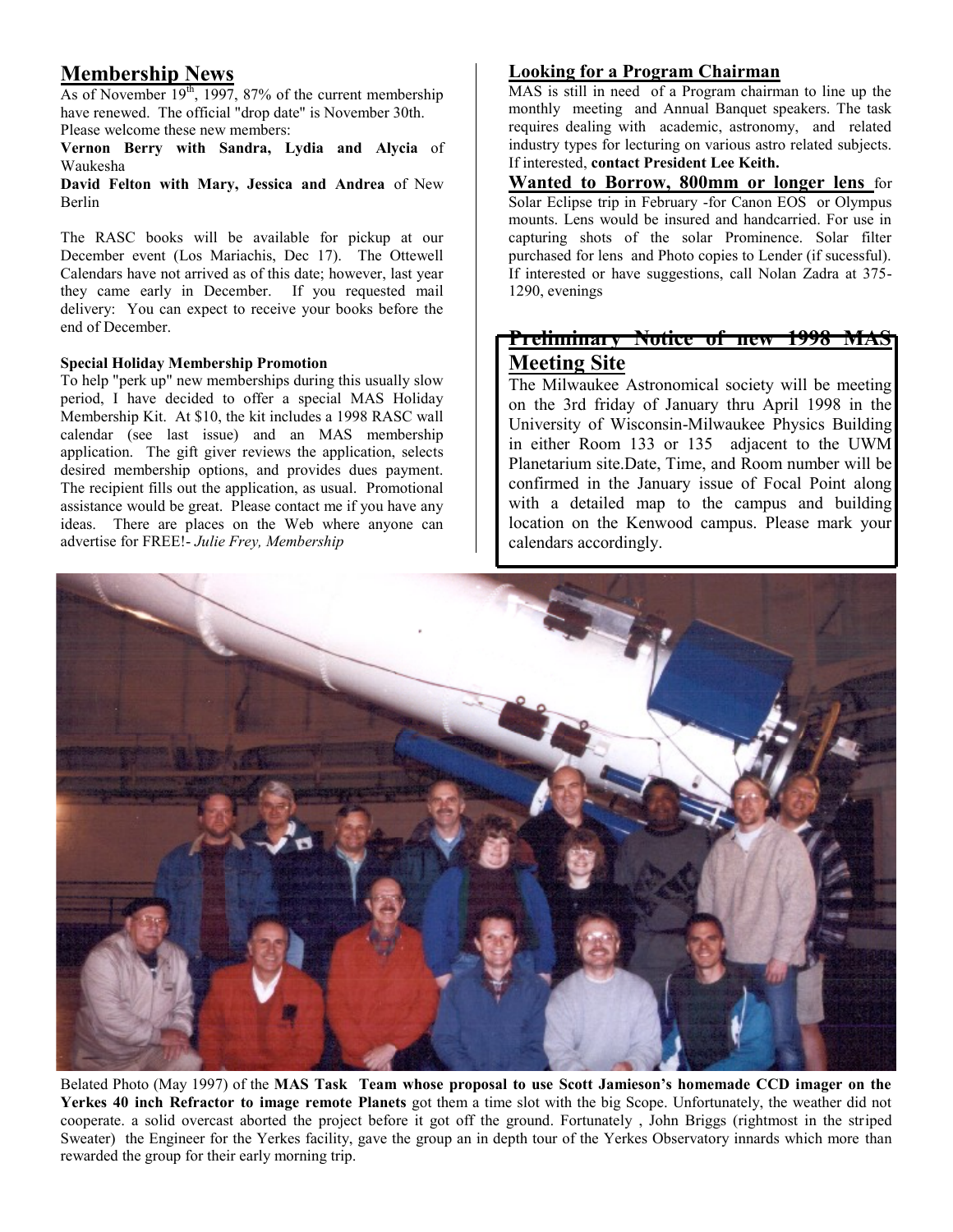## Membership News

As of November 19th, 1997, 87% of the current membership have renewed. The official "drop date" is November 30th.

Please welcome these new members:

**Vernon Berry with Sandra, Lydia and Alycia** of Waukesha

**David Felton with Mary, Jessica and Andrea** of New Berlin

The RASC books will be available for pickup at our December event (Los Mariachis, Dec 17). The Ottewell Calendars have not arrived as of this date; however, last year they came early in December. If you requested mail delivery: You can expect to receive your books before the end of December.

**Special Holiday Membership Promotion**

To help "perk up" new memberships during this usually slow period, I have decided to offer a special MAS Holiday Membership Kit. At $10, the kit includes a 1998 RASC wall calendar (see last issue) and an MAS membership application. The gift giver reviews the application, selects desired membership options, and provides dues payment. The recipient fills out the application, as usual. Promotional assistance would be great. Please contact me if you have any ideas. There are places on the Web where anyone can advertise for FREE!- *Julie Frey, Membership*

## Looking for a Program Chairman

MAS is still in need of a Program chairman to line up the monthly meeting and Annual Banquet speakers. The task requires dealing with academic, astronomy, and related industry types for lecturing on various astro related subjects. If interested, **contact President Lee Keith.**

**Wanted to Borrow, 800mm or longer lens** for Solar Eclipse trip in February -for Canon EOS or Olympus mounts. Lens would be insured and handcarried. For use in capturing shots of the solar Prominence. Solar filter purchased for lens and Photo copies to Lender (if sucessful). If interested or have suggestions, call Nolan Zadra at 375-1290, evenings

## Preliminary Notice of new 1998 MAS Meeting Site

The Milwaukee Astronomical society will be meeting on the 3rd friday of January thru April 1998 in the University of Wisconsin-Milwaukee Physics Building in either Room 133 or 135 adjacent to the UWM Planetarium site.Date, Time, and Room number will be confirmed in the January issue of Focal Point along with a detailed map to the campus and building location on the Kenwood campus. Please mark your calendars accordingly.

Belated Photo (May 1997) of the **MAS Task Team whose proposal to use Scott Jamieson's homemade CCD imager on the Yerkes 40 inch Refractor to image remote Planets** got them a time slot with the big Scope. Unfortunately, the weather did not cooperate. a solid overcast aborted the project before it got off the ground. Fortunately , John Briggs (rightmost in the striped Sweater) the Engineer for the Yerkes facility, gave the group an in depth tour of the Yerkes Observatory innards which more than rewarded the group for their early morning trip.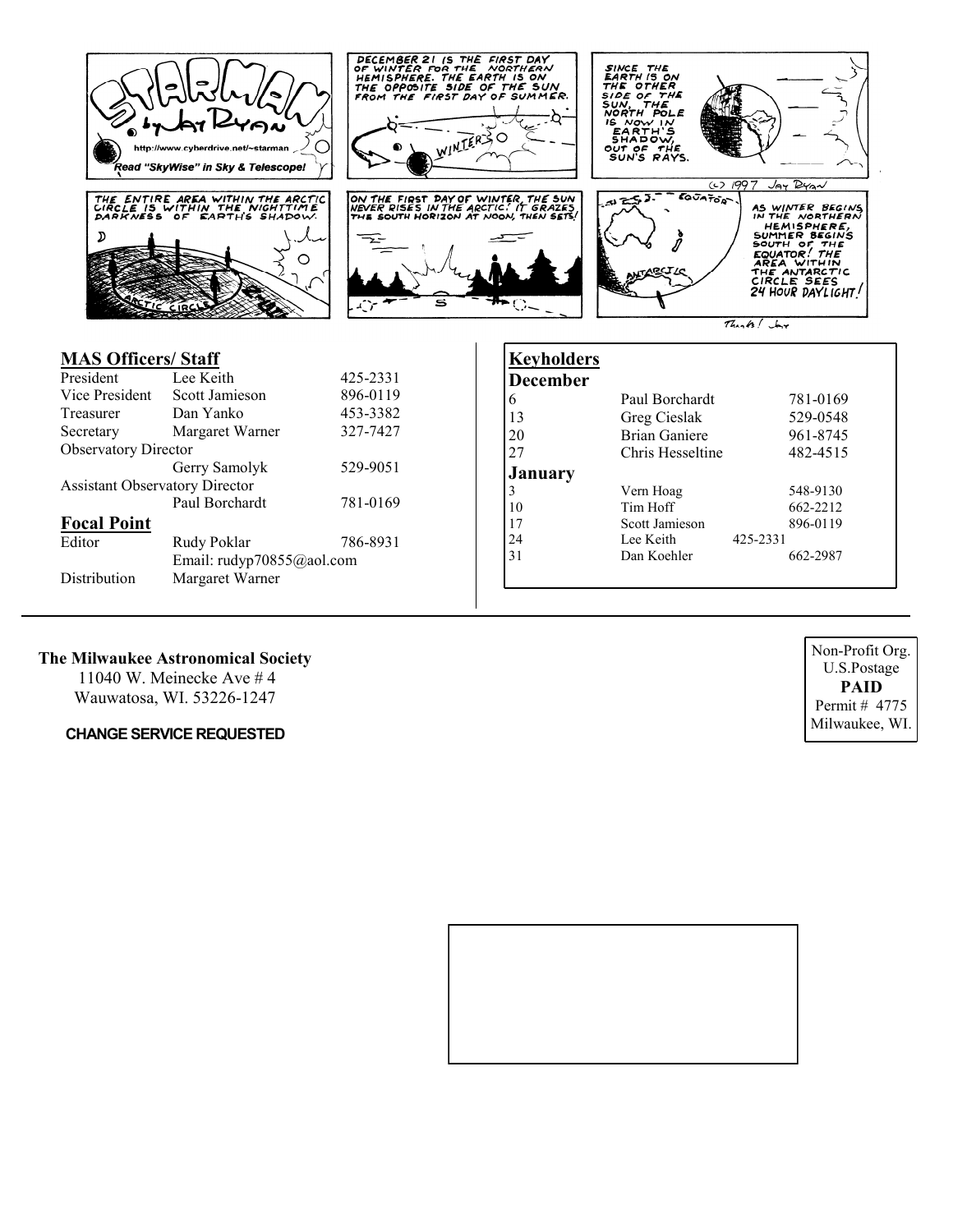STARMAN by Jay Ryan

http://www.cyberdrive.net/~starman

Read "SkyWise" in Sky & Telescope!

DECEMBER 21 IS THE FIRST DAY OF WINTER FOR THE NORTHERN HEMISPHERE. THE EARTH IS ON THE OPPOSITE SIDE OF THE SUN FROM THE FIRST DAY OF SUMMER.

SINCE THE EARTH IS ON THE OTHER SIDE OF THE SUN, THE NORTH POLE IS NOW IN EARTH'S SHADOW, OUT OF THE SUN'S RAYS.

(c) 1997 Jay Ryan

THE ENTIRE AREA WITHIN THE ARCTIC CIRCLE IS WITHIN THE NIGHTTIME DARKNESS OF EARTH'S SHADOW.

ON THE FIRST DAY OF WINTER, THE SUN NEVER RISES IN THE ARCTIC! IT GRAZES THE SOUTH HORIZON AT NOON, THEN SETS!

AS WINTER BEGINS IN THE NORTHERN HEMISPHERE, SUMMER BEGINS SOUTH OF THE EQUATOR! THE AREA WITHIN THE ANTARCTIC CIRCLE SEES 24 HOUR DAYLIGHT!

Thanks! Jay

## MAS Officers/ Staff

| | | |
|---|---|---|
| President | Lee Keith | 425-2331 |
| Vice President | Scott Jamieson | 896-0119 |
| Treasurer | Dan Yanko | 453-3382 |
| Secretary | Margaret Warner | 327-7427 |
| Observatory Director | Gerry Samolyk | 529-9051 |
| Assistant Observatory Director | Paul Borchardt | 781-0169 |

## Focal Point

| | | |
|---|---|---|
| Editor | Rudy Poklar | 786-8931 |
| | Email: rudyp70855@aol.com | |
| Distribution | Margaret Warner | |

## Keyholders

**December**

| | | |
|---|---|---|
| 6 | Paul Borchardt | 781-0169 |
| 13 | Greg Cieslak | 529-0548 |
| 20 | Brian Ganiere | 961-8745 |
| 27 | Chris Hesseltine | 482-4515 |

**January**

| | | |
|---|---|---|
| 3 | Vern Hoag | 548-9130 |
| 10 | Tim Hoff | 662-2212 |
| 17 | Scott Jamieson | 896-0119 |
| 24 | Lee Keith | 425-2331 |
| 31 | Dan Koehler | 662-2987 |

**The Milwaukee Astronomical Society**
11040 W. Meinecke Ave # 4
Wauwatosa, WI. 53226-1247

**CHANGE SERVICE REQUESTED**

Non-Profit Org.
U.S.Postage
**PAID**
Permit # 4775
Milwaukee, WI.